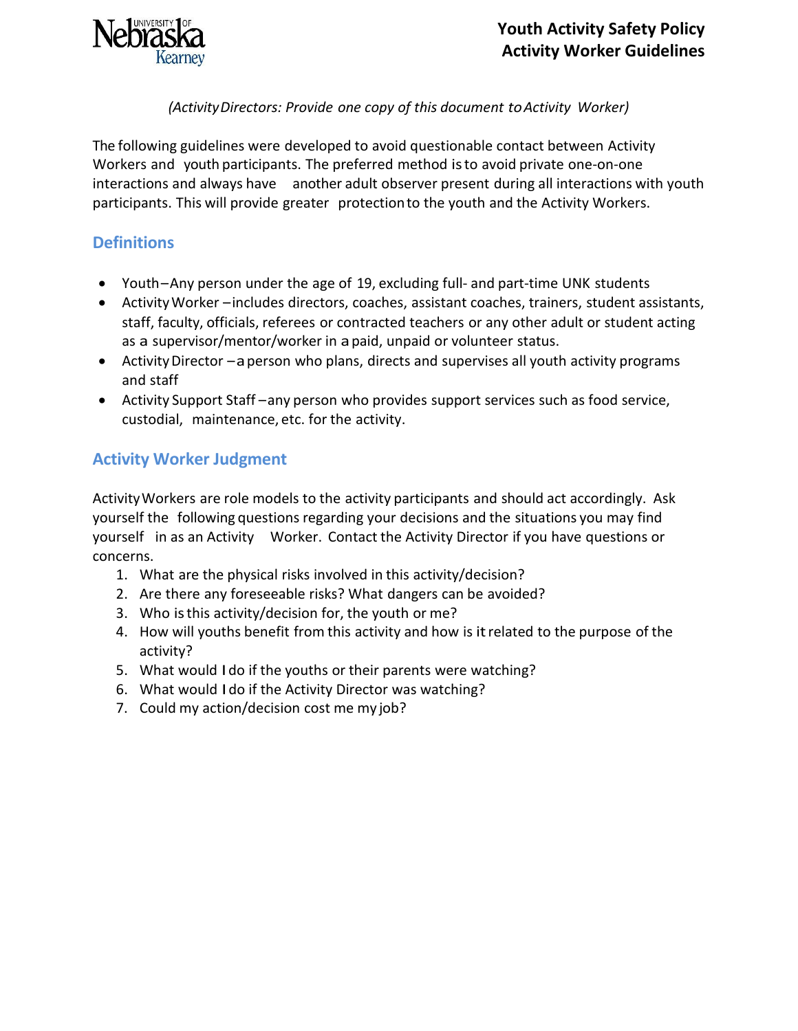# Youth Activity Safety Policy
## Activity Worker Guidelines

*(Activity Directors: Provide one copy of this document to Activity Worker)*

The following guidelines were developed to avoid questionable contact between Activity Workers and youth participants. The preferred method is to avoid private one-on-one interactions and always have another adult observer present during all interactions with youth participants. This will provide greater protection to the youth and the Activity Workers.

### Definitions

- Youth – Any person under the age of 19, excluding full- and part-time UNK students
- Activity Worker – includes directors, coaches, assistant coaches, trainers, student assistants, staff, faculty, officials, referees or contracted teachers or any other adult or student acting as a supervisor/mentor/worker in a paid, unpaid or volunteer status.
- Activity Director – a person who plans, directs and supervises all youth activity programs and staff
- Activity Support Staff – any person who provides support services such as food service, custodial, maintenance, etc. for the activity.

### Activity Worker Judgment

Activity Workers are role models to the activity participants and should act accordingly. Ask yourself the following questions regarding your decisions and the situations you may find yourself in as an Activity Worker. Contact the Activity Director if you have questions or concerns.

1. What are the physical risks involved in this activity/decision?
2. Are there any foreseeable risks? What dangers can be avoided?
3. Who is this activity/decision for, the youth or me?
4. How will youths benefit from this activity and how is it related to the purpose of the activity?
5. What would I do if the youths or their parents were watching?
6. What would I do if the Activity Director was watching?
7. Could my action/decision cost me my job?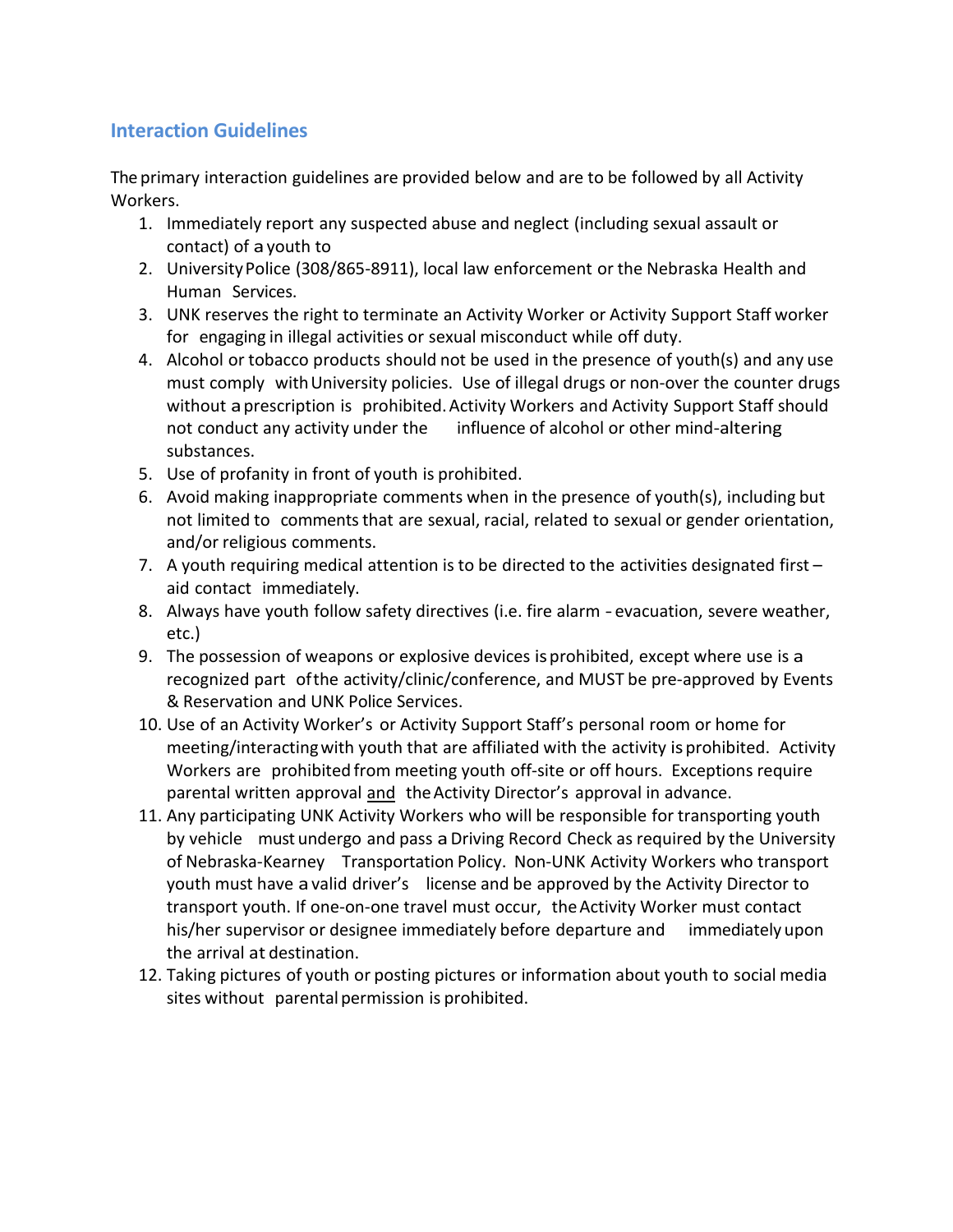## Interaction Guidelines

The primary interaction guidelines are provided below and are to be followed by all Activity Workers.

1. Immediately report any suspected abuse and neglect (including sexual assault or contact) of a youth to
2. University Police (308/865-8911), local law enforcement or the Nebraska Health and Human Services.
3. UNK reserves the right to terminate an Activity Worker or Activity Support Staff worker for engaging in illegal activities or sexual misconduct while off duty.
4. Alcohol or tobacco products should not be used in the presence of youth(s) and any use must comply with University policies. Use of illegal drugs or non-over the counter drugs without a prescription is prohibited. Activity Workers and Activity Support Staff should not conduct any activity under the influence of alcohol or other mind-altering substances.
5. Use of profanity in front of youth is prohibited.
6. Avoid making inappropriate comments when in the presence of youth(s), including but not limited to comments that are sexual, racial, related to sexual or gender orientation, and/or religious comments.
7. A youth requiring medical attention is to be directed to the activities designated first – aid contact immediately.
8. Always have youth follow safety directives (i.e. fire alarm - evacuation, severe weather, etc.)
9. The possession of weapons or explosive devices is prohibited, except where use is a recognized part of the activity/clinic/conference, and MUST be pre-approved by Events & Reservation and UNK Police Services.
10. Use of an Activity Worker's or Activity Support Staff's personal room or home for meeting/interacting with youth that are affiliated with the activity is prohibited. Activity Workers are prohibited from meeting youth off-site or off hours. Exceptions require parental written approval <u>and</u> the Activity Director's approval in advance.
11. Any participating UNK Activity Workers who will be responsible for transporting youth by vehicle must undergo and pass a Driving Record Check as required by the University of Nebraska-Kearney Transportation Policy. Non-UNK Activity Workers who transport youth must have a valid driver's license and be approved by the Activity Director to transport youth. If one-on-one travel must occur, the Activity Worker must contact his/her supervisor or designee immediately before departure and immediately upon the arrival at destination.
12. Taking pictures of youth or posting pictures or information about youth to social media sites without parental permission is prohibited.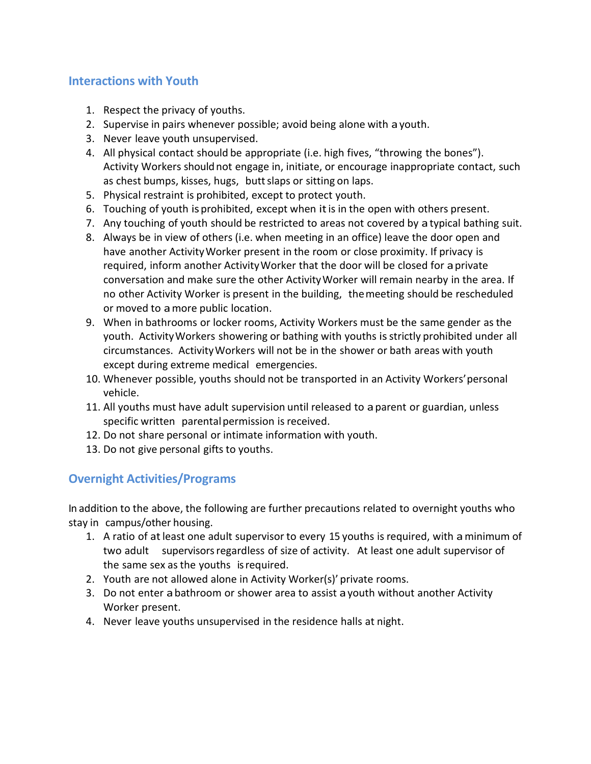## Interactions with Youth

1. Respect the privacy of youths.
2. Supervise in pairs whenever possible; avoid being alone with a youth.
3. Never leave youth unsupervised.
4. All physical contact should be appropriate (i.e. high fives, "throwing the bones"). Activity Workers should not engage in, initiate, or encourage inappropriate contact, such as chest bumps, kisses, hugs, butt slaps or sitting on laps.
5. Physical restraint is prohibited, except to protect youth.
6. Touching of youth is prohibited, except when it is in the open with others present.
7. Any touching of youth should be restricted to areas not covered by a typical bathing suit.
8. Always be in view of others (i.e. when meeting in an office) leave the door open and have another Activity Worker present in the room or close proximity. If privacy is required, inform another Activity Worker that the door will be closed for a private conversation and make sure the other Activity Worker will remain nearby in the area. If no other Activity Worker is present in the building, the meeting should be rescheduled or moved to a more public location.
9. When in bathrooms or locker rooms, Activity Workers must be the same gender as the youth. Activity Workers showering or bathing with youths is strictly prohibited under all circumstances. Activity Workers will not be in the shower or bath areas with youth except during extreme medical emergencies.
10. Whenever possible, youths should not be transported in an Activity Workers' personal vehicle.
11. All youths must have adult supervision until released to a parent or guardian, unless specific written parental permission is received.
12. Do not share personal or intimate information with youth.
13. Do not give personal gifts to youths.

## Overnight Activities/Programs

In addition to the above, the following are further precautions related to overnight youths who stay in campus/other housing.

1. A ratio of at least one adult supervisor to every 15 youths is required, with a minimum of two adult supervisors regardless of size of activity. At least one adult supervisor of the same sex as the youths is required.
2. Youth are not allowed alone in Activity Worker(s)' private rooms.
3. Do not enter a bathroom or shower area to assist a youth without another Activity Worker present.
4. Never leave youths unsupervised in the residence halls at night.